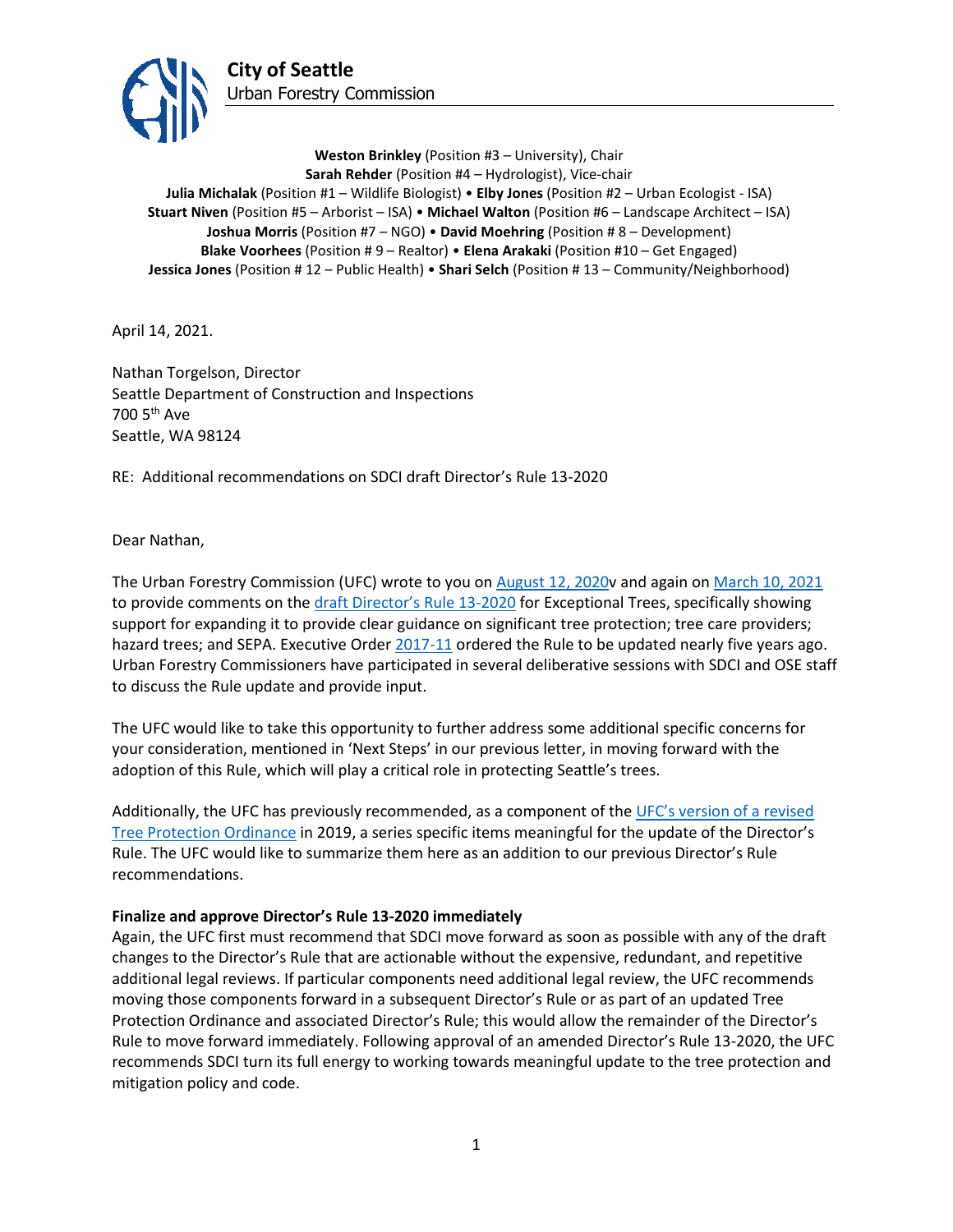**City of Seattle**
Urban Forestry Commission

**Weston Brinkley** (Position #3 – University), Chair
**Sarah Rehder** (Position #4 – Hydrologist), Vice-chair
**Julia Michalak** (Position #1 – Wildlife Biologist) • **Elby Jones** (Position #2 – Urban Ecologist - ISA)
**Stuart Niven** (Position #5 – Arborist – ISA) • **Michael Walton** (Position #6 – Landscape Architect – ISA)
**Joshua Morris** (Position #7 – NGO) • **David Moehring** (Position # 8 – Development)
**Blake Voorhees** (Position # 9 – Realtor) • **Elena Arakaki** (Position #10 – Get Engaged)
**Jessica Jones** (Position # 12 – Public Health) • **Shari Selch** (Position # 13 – Community/Neighborhood)

April 14, 2021.

Nathan Torgelson, Director
Seattle Department of Construction and Inspections
700 5th Ave
Seattle, WA 98124

RE: Additional recommendations on SDCI draft Director's Rule 13-2020

Dear Nathan,

The Urban Forestry Commission (UFC) wrote to you on August 12, 2020v and again on March 10, 2021 to provide comments on the draft Director's Rule 13-2020 for Exceptional Trees, specifically showing support for expanding it to provide clear guidance on significant tree protection; tree care providers; hazard trees; and SEPA. Executive Order 2017-11 ordered the Rule to be updated nearly five years ago. Urban Forestry Commissioners have participated in several deliberative sessions with SDCI and OSE staff to discuss the Rule update and provide input.

The UFC would like to take this opportunity to further address some additional specific concerns for your consideration, mentioned in 'Next Steps' in our previous letter, in moving forward with the adoption of this Rule, which will play a critical role in protecting Seattle's trees.

Additionally, the UFC has previously recommended, as a component of the UFC's version of a revised Tree Protection Ordinance in 2019, a series specific items meaningful for the update of the Director's Rule. The UFC would like to summarize them here as an addition to our previous Director's Rule recommendations.

**Finalize and approve Director's Rule 13-2020 immediately**

Again, the UFC first must recommend that SDCI move forward as soon as possible with any of the draft changes to the Director's Rule that are actionable without the expensive, redundant, and repetitive additional legal reviews. If particular components need additional legal review, the UFC recommends moving those components forward in a subsequent Director's Rule or as part of an updated Tree Protection Ordinance and associated Director's Rule; this would allow the remainder of the Director's Rule to move forward immediately. Following approval of an amended Director's Rule 13-2020, the UFC recommends SDCI turn its full energy to working towards meaningful update to the tree protection and mitigation policy and code.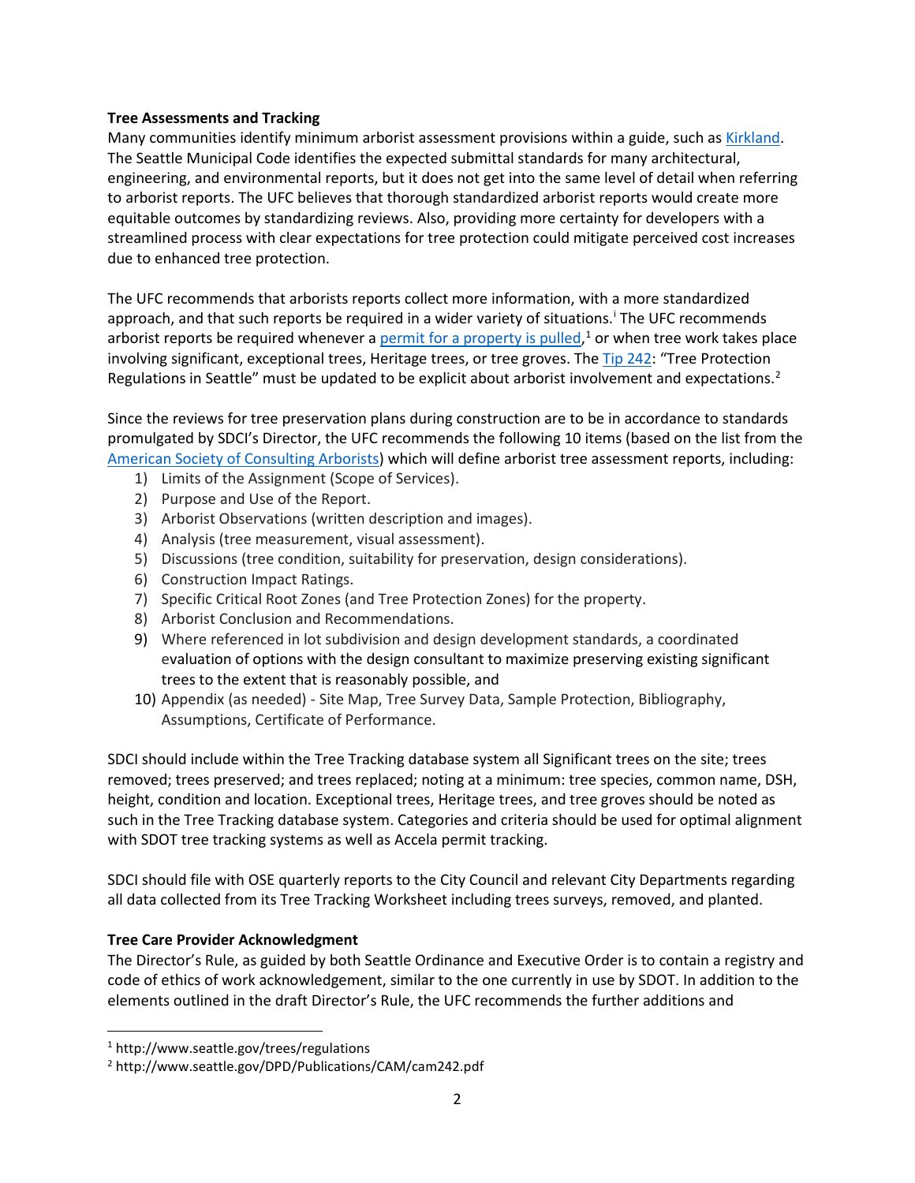**Tree Assessments and Tracking**

Many communities identify minimum arborist assessment provisions within a guide, such as Kirkland. The Seattle Municipal Code identifies the expected submittal standards for many architectural, engineering, and environmental reports, but it does not get into the same level of detail when referring to arborist reports. The UFC believes that thorough standardized arborist reports would create more equitable outcomes by standardizing reviews. Also, providing more certainty for developers with a streamlined process with clear expectations for tree protection could mitigate perceived cost increases due to enhanced tree protection.

The UFC recommends that arborists reports collect more information, with a more standardized approach, and that such reports be required in a wider variety of situations.[i] The UFC recommends arborist reports be required whenever a permit for a property is pulled,[1] or when tree work takes place involving significant, exceptional trees, Heritage trees, or tree groves. The Tip 242: "Tree Protection Regulations in Seattle" must be updated to be explicit about arborist involvement and expectations.[2]

Since the reviews for tree preservation plans during construction are to be in accordance to standards promulgated by SDCI's Director, the UFC recommends the following 10 items (based on the list from the American Society of Consulting Arborists) which will define arborist tree assessment reports, including:

1) Limits of the Assignment (Scope of Services).
2) Purpose and Use of the Report.
3) Arborist Observations (written description and images).
4) Analysis (tree measurement, visual assessment).
5) Discussions (tree condition, suitability for preservation, design considerations).
6) Construction Impact Ratings.
7) Specific Critical Root Zones (and Tree Protection Zones) for the property.
8) Arborist Conclusion and Recommendations.
9) Where referenced in lot subdivision and design development standards, a coordinated evaluation of options with the design consultant to maximize preserving existing significant trees to the extent that is reasonably possible, and
10) Appendix (as needed) - Site Map, Tree Survey Data, Sample Protection, Bibliography, Assumptions, Certificate of Performance.

SDCI should include within the Tree Tracking database system all Significant trees on the site; trees removed; trees preserved; and trees replaced; noting at a minimum: tree species, common name, DSH, height, condition and location. Exceptional trees, Heritage trees, and tree groves should be noted as such in the Tree Tracking database system. Categories and criteria should be used for optimal alignment with SDOT tree tracking systems as well as Accela permit tracking.

SDCI should file with OSE quarterly reports to the City Council and relevant City Departments regarding all data collected from its Tree Tracking Worksheet including trees surveys, removed, and planted.

**Tree Care Provider Acknowledgment**

The Director's Rule, as guided by both Seattle Ordinance and Executive Order is to contain a registry and code of ethics of work acknowledgement, similar to the one currently in use by SDOT. In addition to the elements outlined in the draft Director's Rule, the UFC recommends the further additions and

---

[1] http://www.seattle.gov/trees/regulations

[2] http://www.seattle.gov/DPD/Publications/CAM/cam242.pdf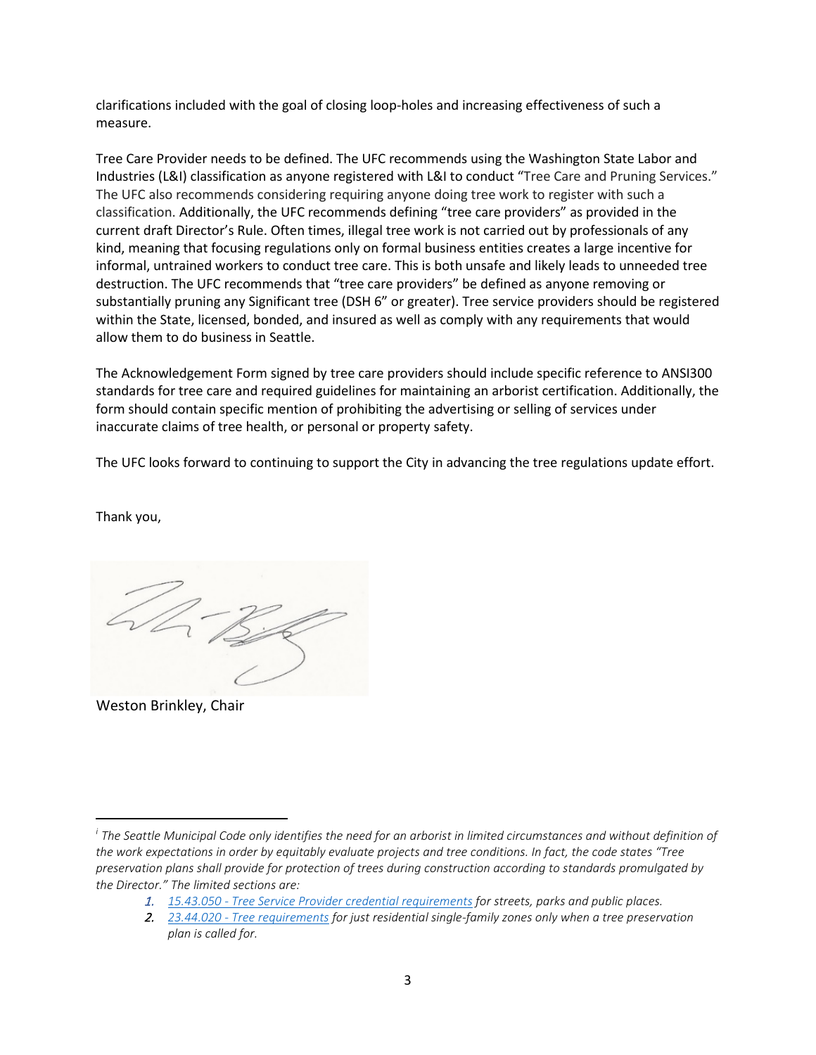clarifications included with the goal of closing loop-holes and increasing effectiveness of such a measure.

Tree Care Provider needs to be defined. The UFC recommends using the Washington State Labor and Industries (L&I) classification as anyone registered with L&I to conduct "Tree Care and Pruning Services." The UFC also recommends considering requiring anyone doing tree work to register with such a classification. Additionally, the UFC recommends defining "tree care providers" as provided in the current draft Director's Rule. Often times, illegal tree work is not carried out by professionals of any kind, meaning that focusing regulations only on formal business entities creates a large incentive for informal, untrained workers to conduct tree care. This is both unsafe and likely leads to unneeded tree destruction. The UFC recommends that "tree care providers" be defined as anyone removing or substantially pruning any Significant tree (DSH 6" or greater). Tree service providers should be registered within the State, licensed, bonded, and insured as well as comply with any requirements that would allow them to do business in Seattle.

The Acknowledgement Form signed by tree care providers should include specific reference to ANSI300 standards for tree care and required guidelines for maintaining an arborist certification. Additionally, the form should contain specific mention of prohibiting the advertising or selling of services under inaccurate claims of tree health, or personal or property safety.

The UFC looks forward to continuing to support the City in advancing the tree regulations update effort.

Thank you,

Weston Brinkley, Chair

---

[i] *The Seattle Municipal Code only identifies the need for an arborist in limited circumstances and without definition of the work expectations in order by equitably evaluate projects and tree conditions. In fact, the code states "Tree preservation plans shall provide for protection of trees during construction according to standards promulgated by the Director." The limited sections are:*

1. *15.43.050 - Tree Service Provider credential requirements for streets, parks and public places.*
2. *23.44.020 - Tree requirements for just residential single-family zones only when a tree preservation plan is called for.*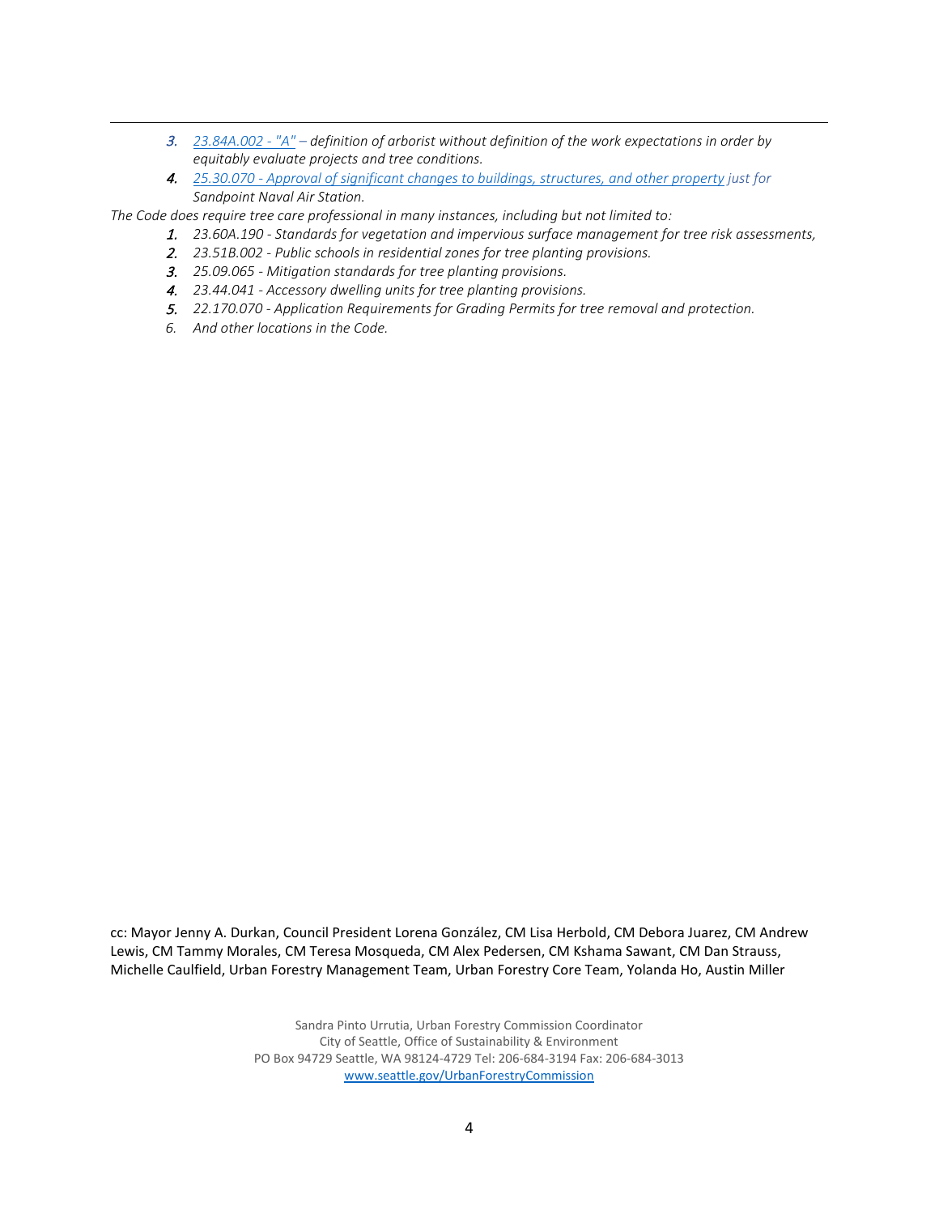3. *[23.84A.002 - "A"](#) – definition of arborist without definition of the work expectations in order by equitably evaluate projects and tree conditions.*
4. *[25.30.070 - Approval of significant changes to buildings, structures, and other property](#) just for Sandpoint Naval Air Station.*

*The Code does require tree care professional in many instances, including but not limited to:*

1. *23.60A.190 - Standards for vegetation and impervious surface management for tree risk assessments,*
2. *23.51B.002 - Public schools in residential zones for tree planting provisions.*
3. *25.09.065 - Mitigation standards for tree planting provisions.*
4. *23.44.041 - Accessory dwelling units for tree planting provisions.*
5. *22.170.070 - Application Requirements for Grading Permits for tree removal and protection.*
6. *And other locations in the Code.*

cc: Mayor Jenny A. Durkan, Council President Lorena González, CM Lisa Herbold, CM Debora Juarez, CM Andrew Lewis, CM Tammy Morales, CM Teresa Mosqueda, CM Alex Pedersen, CM Kshama Sawant, CM Dan Strauss, Michelle Caulfield, Urban Forestry Management Team, Urban Forestry Core Team, Yolanda Ho, Austin Miller

Sandra Pinto Urrutia, Urban Forestry Commission Coordinator
City of Seattle, Office of Sustainability & Environment
PO Box 94729 Seattle, WA 98124-4729 Tel: 206-684-3194 Fax: 206-684-3013
[www.seattle.gov/UrbanForestryCommission](www.seattle.gov/UrbanForestryCommission)